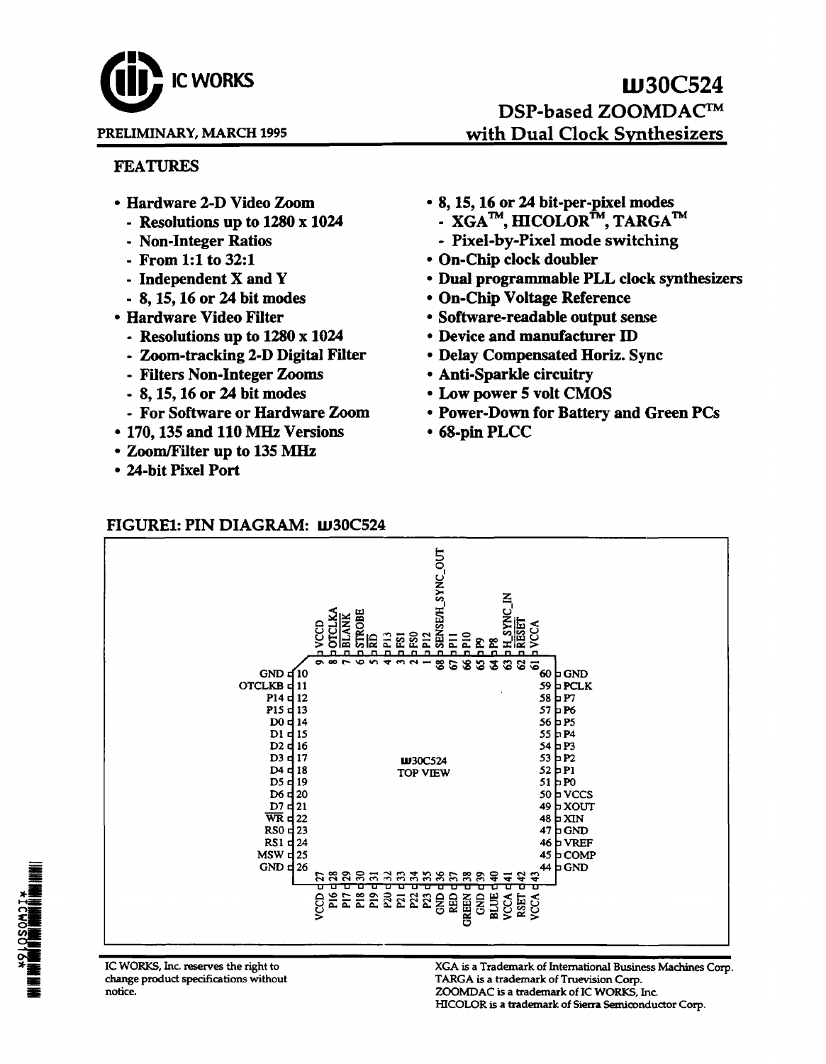IC WORKS

# ꟾꟾJ30C524

## DSP-based ZOOMDAC™ with Dual Clock Synthesizers

PRELIMINARY, MARCH 1995

### FEATURES

- Hardware 2-D Video Zoom
  - Resolutions up to 1280 x 1024
  - Non-Integer Ratios
  - From 1:1 to 32:1
  - Independent X and Y
  - 8, 15, 16 or 24 bit modes
- Hardware Video Filter
  - Resolutions up to 1280 x 1024
  - Zoom-tracking 2-D Digital Filter
  - Filters Non-Integer Zooms
  - 8, 15, 16 or 24 bit modes
  - For Software or Hardware Zoom
- 170, 135 and 110 MHz Versions
- Zoom/Filter up to 135 MHz
- 24-bit Pixel Port
- 8, 15, 16 or 24 bit-per-pixel modes
  - XGA™, HICOLOR™, TARGA™
  - Pixel-by-Pixel mode switching
- On-Chip clock doubler
- Dual programmable PLL clock synthesizers
- On-Chip Voltage Reference
- Software-readable output sense
- Device and manufacturer ID
- Delay Compensated Horiz. Sync
- Anti-Sparkle circuitry
- Low power 5 volt CMOS
- Power-Down for Battery and Green PCs
- 68-pin PLCC

### FIGURE1: PIN DIAGRAM: ꟾꟾJ30C524

ꟾꟾJ30C524 TOP VIEW

| Pin | Name | Pin | Name |
|---|---|---|---|
| 1 | P12 | 35 | P23 |
| 2 | FS0 | 36 | GND |
| 3 | FS1 | 37 | RED |
| 4 | P13 | 38 | GREEN |
| 5 | RD | 39 | GND |
| 6 | STROBE | 40 | BLUE |
| 7 | BLANK | 41 | VCCA |
| 8 | OTCLKA | 42 | RSET |
| 9 | VCCD | 43 | VCCA |
| 10 | GND | 44 | GND |
| 11 | OTCLKB | 45 | COMP |
| 12 | P14 | 46 | VREF |
| 13 | P15 | 47 | GND |
| 14 | D0 | 48 | XIN |
| 15 | D1 | 49 | XOUT |
| 16 | D2 | 50 | VCCS |
| 17 | D3 | 51 | P0 |
| 18 | D4 | 52 | P1 |
| 19 | D5 | 53 | P2 |
| 20 | D6 | 54 | P3 |
| 21 | D7 | 55 | P4 |
| 22 | WR | 56 | P5 |
| 23 | RS0 | 57 | P6 |
| 24 | RS1 | 58 | P7 |
| 25 | MSW | 59 | PCLK |
| 26 | GND | 60 | GND |
| 27 | VCCD | 61 | VCCA |
| 28 | P16 | 62 | RESET |
| 29 | P17 | 63 | H_SYNC_IN |
| 30 | P18 | 64 | P8 |
| 31 | P19 | 65 | P9 |
| 32 | P20 | 66 | P10 |
| 33 | P21 | 67 | P11 |
| 34 | P22 | 68 | SENSE/H_SYNC_OUT |

IC WORKS, Inc. reserves the right to change product specifications without notice.

XGA is a Trademark of International Business Machines Corp.
TARGA is a trademark of Truevision Corp.
ZOOMDAC is a trademark of IC WORKS, Inc.
HICOLOR is a trademark of Sierra Semiconductor Corp.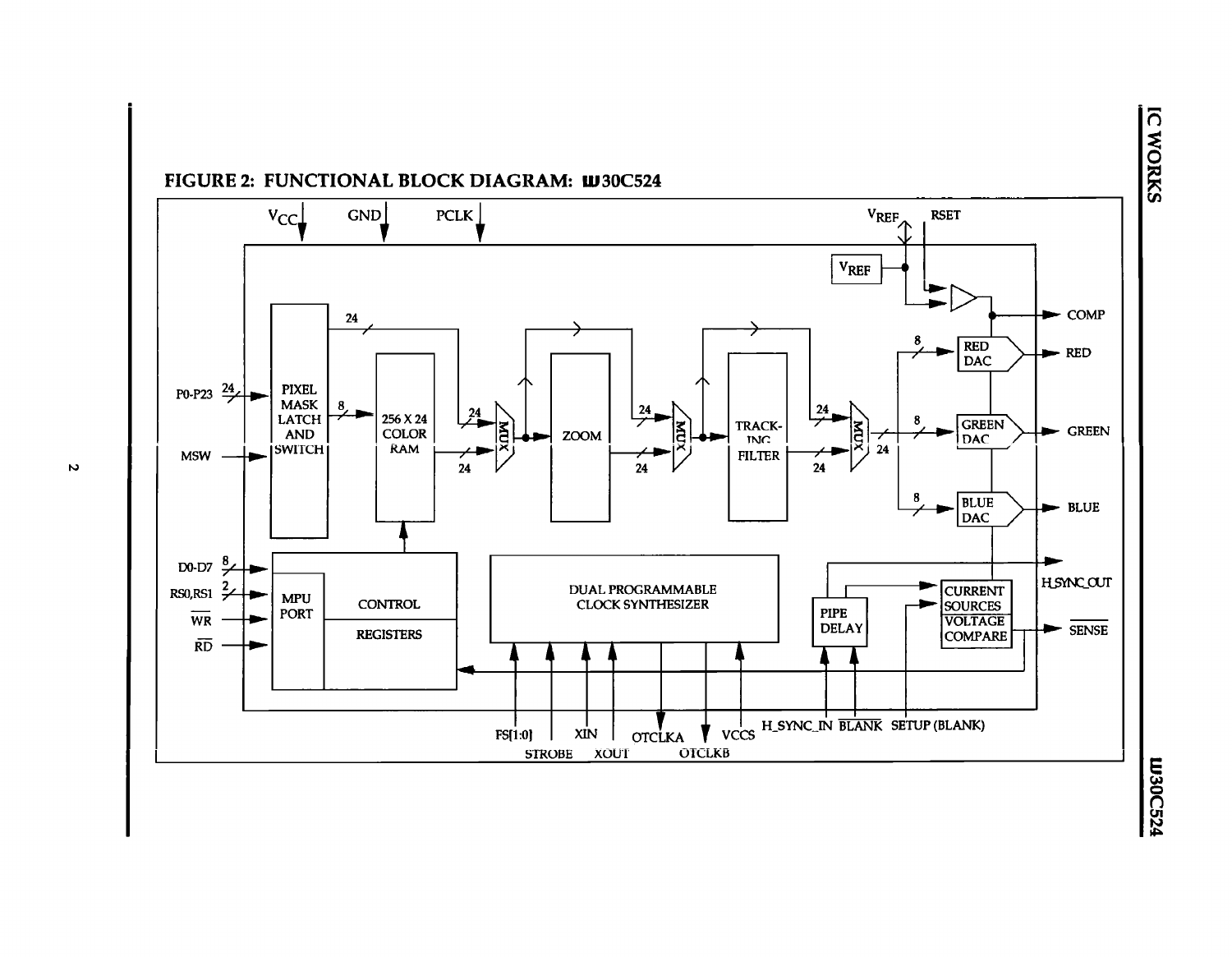## FIGURE 2: FUNCTIONAL BLOCK DIAGRAM: ꟺ30C524

V_CC, GND, PCLK, V_REF, RSET

PIXEL MASK LATCH AND SWITCH

256 X 24 COLOR RAM

MUX

ZOOM

MUX

TRACKING FILTER

MUX

V_REF

COMP

RED DAC

RED

GREEN DAC

GREEN

BLUE DAC

BLUE

P0-P23

MSW

D0-D7

RS0,RS1

WR

RD

MPU PORT

CONTROL

REGISTERS

DUAL PROGRAMMABLE CLOCK SYNTHESIZER

PIPE DELAY

CURRENT SOURCES

VOLTAGE COMPARE

H_SYNC_OUT

SENSE

FS[1:0]

STROBE

XIN

XOUT

OTCLKA

OTCLKB

VCCS

H_SYNC_IN

BLANK

SETUP (BLANK)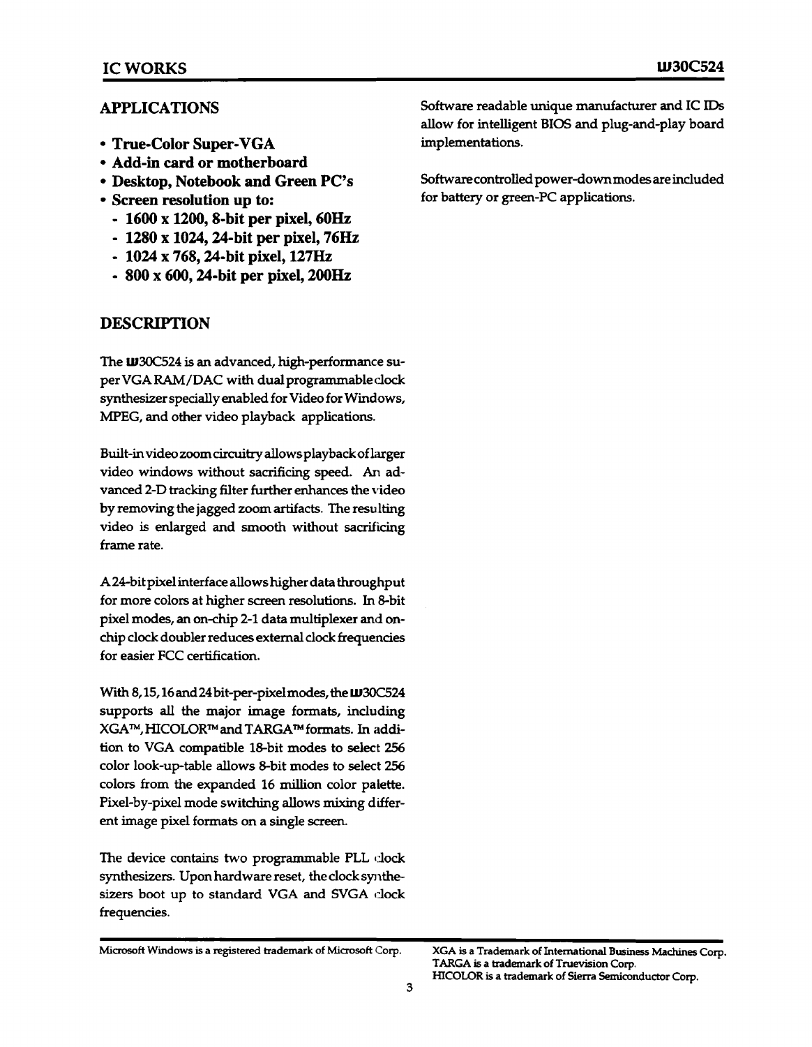## APPLICATIONS

- **True-Color Super-VGA**
- **Add-in card or motherboard**
- **Desktop, Notebook and Green PC's**
- **Screen resolution up to:**
  - **1600 x 1200, 8-bit per pixel, 60Hz**
  - **1280 x 1024, 24-bit per pixel, 76Hz**
  - **1024 x 768, 24-bit pixel, 127Hz**
  - **800 x 600, 24-bit per pixel, 200Hz**

## DESCRIPTION

The ꟺ30C524 is an advanced, high-performance super VGA RAM/DAC with dual programmable clock synthesizer specially enabled for Video for Windows, MPEG, and other video playback applications.

Built-in video zoom circuitry allows playback of larger video windows without sacrificing speed. An advanced 2-D tracking filter further enhances the video by removing the jagged zoom artifacts. The resulting video is enlarged and smooth without sacrificing frame rate.

A 24-bit pixel interface allows higher data throughput for more colors at higher screen resolutions. In 8-bit pixel modes, an on-chip 2-1 data multiplexer and on-chip clock doubler reduces external clock frequencies for easier FCC certification.

With 8, 15, 16 and 24 bit-per-pixel modes, the ꟺ30C524 supports all the major image formats, including XGA™, HICOLOR™ and TARGA™ formats. In addition to VGA compatible 18-bit modes to select 256 color look-up-table allows 8-bit modes to select 256 colors from the expanded 16 million color palette. Pixel-by-pixel mode switching allows mixing different image pixel formats on a single screen.

The device contains two programmable PLL clock synthesizers. Upon hardware reset, the clock synthesizers boot up to standard VGA and SVGA clock frequencies.

Software readable unique manufacturer and IC IDs allow for intelligent BIOS and plug-and-play board implementations.

Software controlled power-down modes are included for battery or green-PC applications.

Microsoft Windows is a registered trademark of Microsoft Corp.

XGA is a Trademark of International Business Machines Corp.
TARGA is a trademark of Truevision Corp.
HICOLOR is a trademark of Sierra Semiconductor Corp.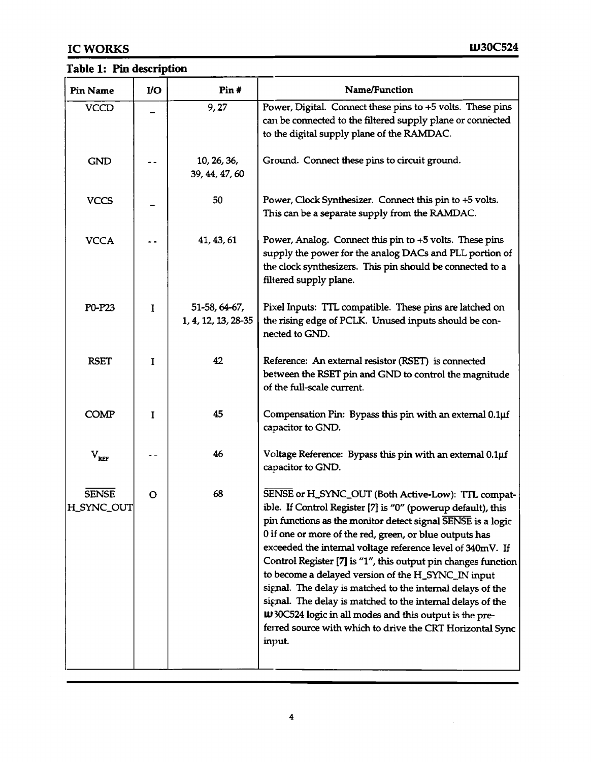## Table 1: Pin description

| Pin Name | I/O | Pin # | Name/Function |
|---|---|---|---|
| VCCD | – | 9, 27 | Power, Digital. Connect these pins to +5 volts. These pins can be connected to the filtered supply plane or connected to the digital supply plane of the RAMDAC. |
| GND | -- | 10, 26, 36, 39, 44, 47, 60 | Ground. Connect these pins to circuit ground. |
| VCCS | – | 50 | Power, Clock Synthesizer. Connect this pin to +5 volts. This can be a separate supply from the RAMDAC. |
| VCCA | -- | 41, 43, 61 | Power, Analog. Connect this pin to +5 volts. These pins supply the power for the analog DACs and PLL portion of the clock synthesizers. This pin should be connected to a filtered supply plane. |
| P0-P23 | I | 51-58, 64-67, 1, 4, 12, 13, 28-35 | Pixel Inputs: TTL compatible. These pins are latched on the rising edge of PCLK. Unused inputs should be connected to GND. |
| RSET | I | 42 | Reference: An external resistor (RSET) is connected between the RSET pin and GND to control the magnitude of the full-scale current. |
| COMP | I | 45 | Compensation Pin: Bypass this pin with an external 0.1µf capacitor to GND. |
| $V_{REF}$ | -- | 46 | Voltage Reference: Bypass this pin with an external 0.1µf capacitor to GND. |
| $\overline{\text{SENSE}}$ H_SYNC_OUT | O | 68 | $\overline{\text{SENSE}}$ or H_SYNC_OUT (Both Active-Low): TTL compatible. If Control Register [7] is "0" (powerup default), this pin functions as the monitor detect signal $\overline{\text{SENSE}}$ is a logic 0 if one or more of the red, green, or blue outputs has exceeded the internal voltage reference level of 340mV. If Control Register [7] is "1", this output pin changes function to become a delayed version of the H_SYNC_IN input signal. The delay is matched to the internal delays of the signal. The delay is matched to the internal delays of the IW30C524 logic in all modes and this output is the preferred source with which to drive the CRT Horizontal Sync input. |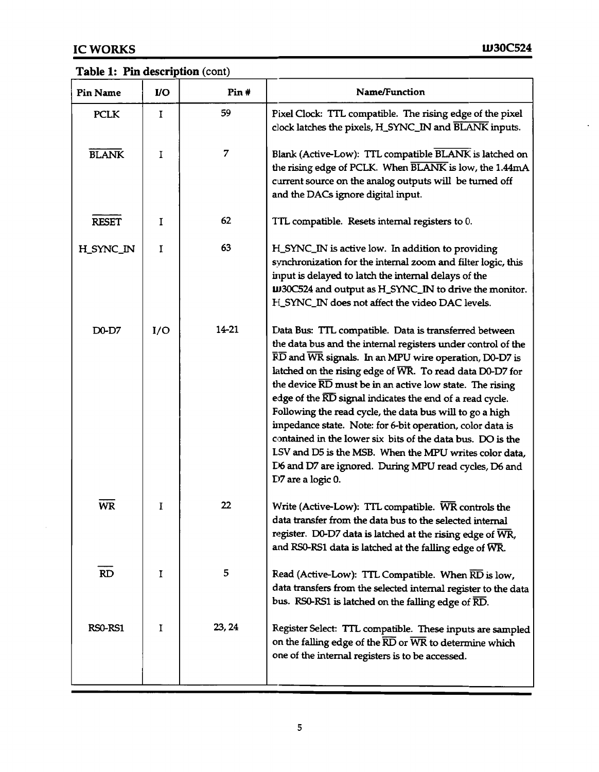**Table 1: Pin description** (cont)

| Pin Name | I/O | Pin # | Name/Function |
|---|---|---|---|
| PCLK | I | 59 | Pixel Clock: TTL compatible. The rising edge of the pixel clock latches the pixels, H_SYNC_IN and $\overline{BLANK}$ inputs. |
| $\overline{BLANK}$ | I | 7 | Blank (Active-Low): TTL compatible $\overline{BLANK}$ is latched on the rising edge of PCLK. When $\overline{BLANK}$ is low, the 1.44mA current source on the analog outputs will be turned off and the DACs ignore digital input. |
| $\overline{RESET}$ | I | 62 | TTL compatible. Resets internal registers to 0. |
| H_SYNC_IN | I | 63 | H_SYNC_IN is active low. In addition to providing synchronization for the internal zoom and filter logic, this input is delayed to latch the internal delays of the ɯ30C524 and output as H_SYNC_IN to drive the monitor. H_SYNC_IN does not affect the video DAC levels. |
| D0-D7 | I/O | 14-21 | Data Bus: TTL compatible. Data is transferred between the data bus and the internal registers under control of the $\overline{RD}$ and $\overline{WR}$ signals. In an MPU wire operation, D0-D7 is latched on the rising edge of $\overline{WR}$. To read data D0-D7 for the device $\overline{RD}$ must be in an active low state. The rising edge of the $\overline{RD}$ signal indicates the end of a read cycle. Following the read cycle, the data bus will to go a high impedance state. Note: for 6-bit operation, color data is contained in the lower six bits of the data bus. DO is the LSV and D5 is the MSB. When the MPU writes color data, D6 and D7 are ignored. During MPU read cycles, D6 and D7 are a logic 0. |
| $\overline{WR}$ | I | 22 | Write (Active-Low): TTL compatible. $\overline{WR}$ controls the data transfer from the data bus to the selected internal register. D0-D7 data is latched at the rising edge of $\overline{WR}$, and RS0-RS1 data is latched at the falling edge of $\overline{WR}$. |
| $\overline{RD}$ | I | 5 | Read (Active-Low): TTL Compatible. When $\overline{RD}$ is low, data transfers from the selected internal register to the data bus. RS0-RS1 is latched on the falling edge of $\overline{RD}$. |
| RS0-RS1 | I | 23, 24 | Register Select: TTL compatible. These inputs are sampled on the falling edge of the $\overline{RD}$ or $\overline{WR}$ to determine which one of the internal registers is to be accessed. |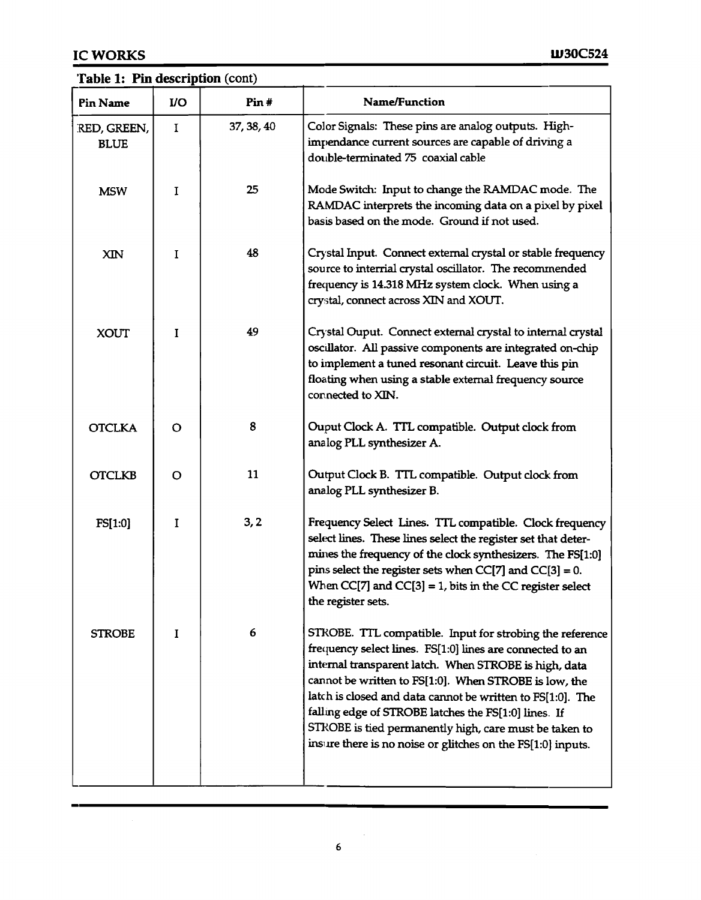**Table 1: Pin description** (cont)

| Pin Name | I/O | Pin # | Name/Function |
|---|---|---|---|
| RED, GREEN, BLUE | I | 37, 38, 40 | Color Signals: These pins are analog outputs. High-impendance current sources are capable of driving a double-terminated 75 coaxial cable |
| MSW | I | 25 | Mode Switch: Input to change the RAMDAC mode. The RAMDAC interprets the incoming data on a pixel by pixel basis based on the mode. Ground if not used. |
| XIN | I | 48 | Crystal Input. Connect external crystal or stable frequency source to interrial crystal oscillator. The recommended frequency is 14.318 MHz system clock. When using a crystal, connect across XIN and XOUT. |
| XOUT | I | 49 | Crystal Ouput. Connect external crystal to internal crystal oscillator. All passive components are integrated on-chip to implement a tuned resonant circuit. Leave this pin floating when using a stable external frequency source connected to XIN. |
| OTCLKA | O | 8 | Ouput Clock A. TTL compatible. Output clock from analog PLL synthesizer A. |
| OTCLKB | O | 11 | Output Clock B. TTL compatible. Output clock from analog PLL synthesizer B. |
| FS[1:0] | I | 3, 2 | Frequency Select Lines. TTL compatible. Clock frequency select lines. These lines select the register set that determines the frequency of the clock synthesizers. The FS[1:0] pins select the register sets when CC[7] and CC[3] = 0. When CC[7] and CC[3] = 1, bits in the CC register select the register sets. |
| STROBE | I | 6 | STROBE. TTL compatible. Input for strobing the reference frequency select lines. FS[1:0] lines are connected to an internal transparent latch. When STROBE is high, data cannot be written to FS[1:0]. When STROBE is low, the latch is closed and data cannot be written to FS[1:0]. The falling edge of STROBE latches the FS[1:0] lines. If STROBE is tied permanently high, care must be taken to insure there is no noise or glitches on the FS[1:0] inputs. |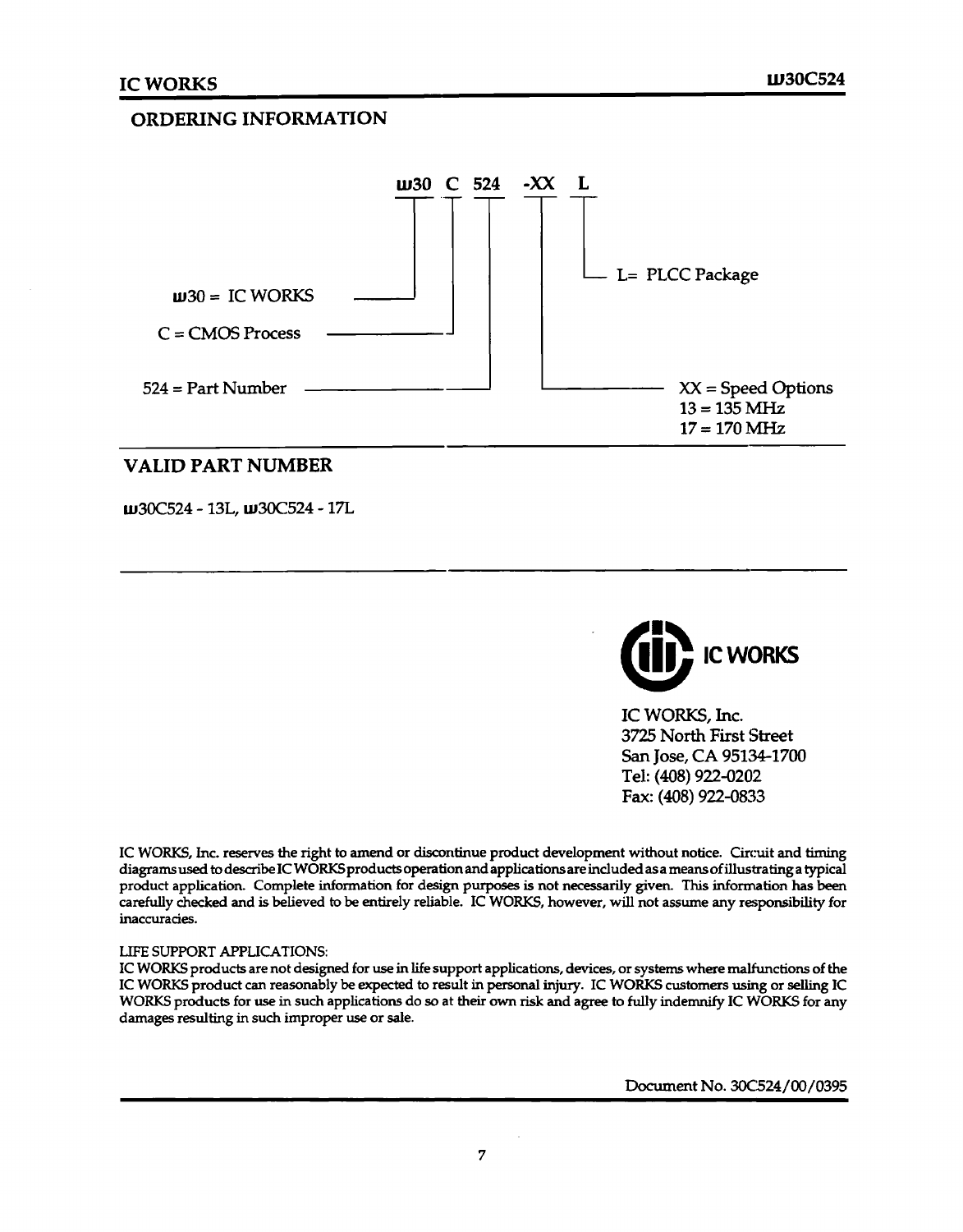## ORDERING INFORMATION

ɯ30 C 524 -XX L

ɯ30 = IC WORKS

C = CMOS Process

524 = Part Number

XX = Speed Options
13 = 135 MHz
17 = 170 MHz

L= PLCC Package

## VALID PART NUMBER

ɯ30C524 - 13L, ɯ30C524 - 17L

IC WORKS

IC WORKS, Inc.
3725 North First Street
San Jose, CA 95134-1700
Tel: (408) 922-0202
Fax: (408) 922-0833

IC WORKS, Inc. reserves the right to amend or discontinue product development without notice. Circuit and timing diagrams used to describe IC WORKS products operation and applications are included as a means of illustrating a typical product application. Complete information for design purposes is not necessarily given. This information has been carefully checked and is believed to be entirely reliable. IC WORKS, however, will not assume any responsibility for inaccuracies.

LIFE SUPPORT APPLICATIONS:
IC WORKS products are not designed for use in life support applications, devices, or systems where malfunctions of the IC WORKS product can reasonably be expected to result in personal injury. IC WORKS customers using or selling IC WORKS products for use in such applications do so at their own risk and agree to fully indemnify IC WORKS for any damages resulting in such improper use or sale.

Document No. 30C524/00/0395